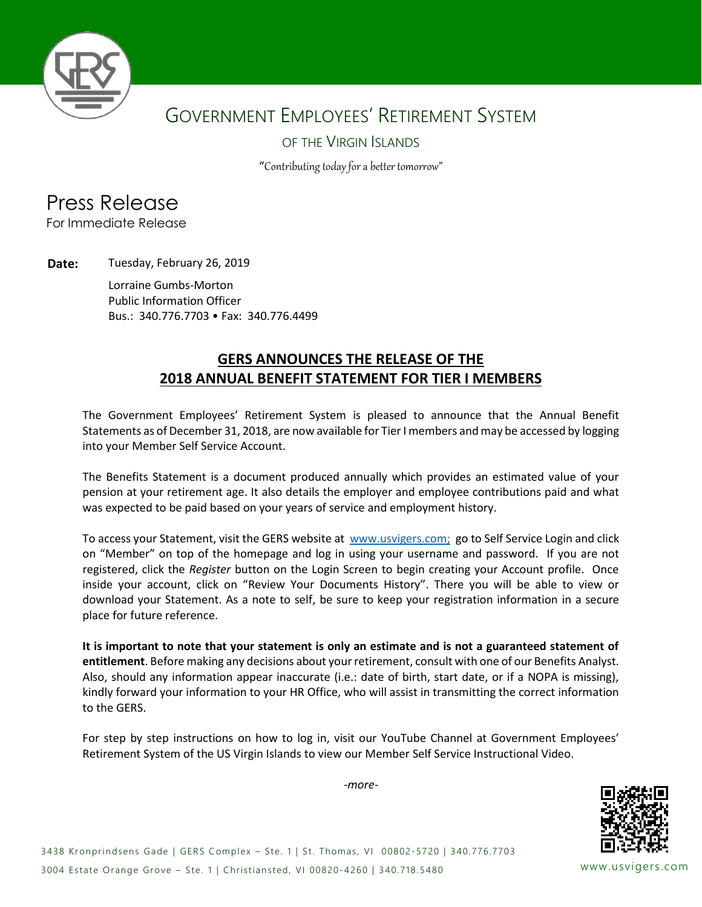# Government Employees' Retirement System

## of the Virgin Islands

"Contributing today for a better tomorrow"

# Press Release

For Immediate Release

**Date:** Tuesday, February 26, 2019

Lorraine Gumbs-Morton
Public Information Officer
Bus.: 340.776.7703 • Fax: 340.776.4499

## GERS ANNOUNCES THE RELEASE OF THE 2018 ANNUAL BENEFIT STATEMENT FOR TIER I MEMBERS

The Government Employees' Retirement System is pleased to announce that the Annual Benefit Statements as of December 31, 2018, are now available for Tier I members and may be accessed by logging into your Member Self Service Account.

The Benefits Statement is a document produced annually which provides an estimated value of your pension at your retirement age. It also details the employer and employee contributions paid and what was expected to be paid based on your years of service and employment history.

To access your Statement, visit the GERS website at www.usvigers.com; go to Self Service Login and click on "Member" on top of the homepage and log in using your username and password. If you are not registered, click the *Register* button on the Login Screen to begin creating your Account profile. Once inside your account, click on "Review Your Documents History". There you will be able to view or download your Statement. As a note to self, be sure to keep your registration information in a secure place for future reference.

**It is important to note that your statement is only an estimate and is not a guaranteed statement of entitlement**. Before making any decisions about your retirement, consult with one of our Benefits Analyst. Also, should any information appear inaccurate (i.e.: date of birth, start date, or if a NOPA is missing), kindly forward your information to your HR Office, who will assist in transmitting the correct information to the GERS.

For step by step instructions on how to log in, visit our YouTube Channel at Government Employees' Retirement System of the US Virgin Islands to view our Member Self Service Instructional Video.

*-more-*

3438 Kronprindsens Gade | GERS Complex – Ste. 1 | St. Thomas, VI 00802-5720 | 340.776.7703
3004 Estate Orange Grove – Ste. 1 | Christiansted, VI 00820-4260 | 340.718.5480

www.usvigers.com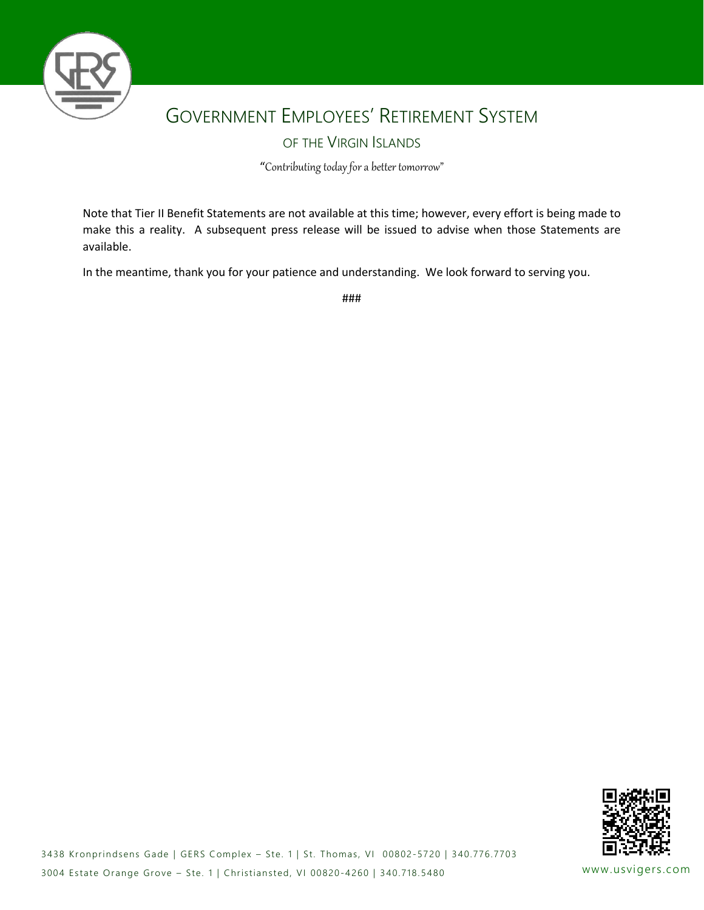Note that Tier II Benefit Statements are not available at this time; however, every effort is being made to make this a reality. A subsequent press release will be issued to advise when those Statements are available.

In the meantime, thank you for your patience and understanding. We look forward to serving you.

###